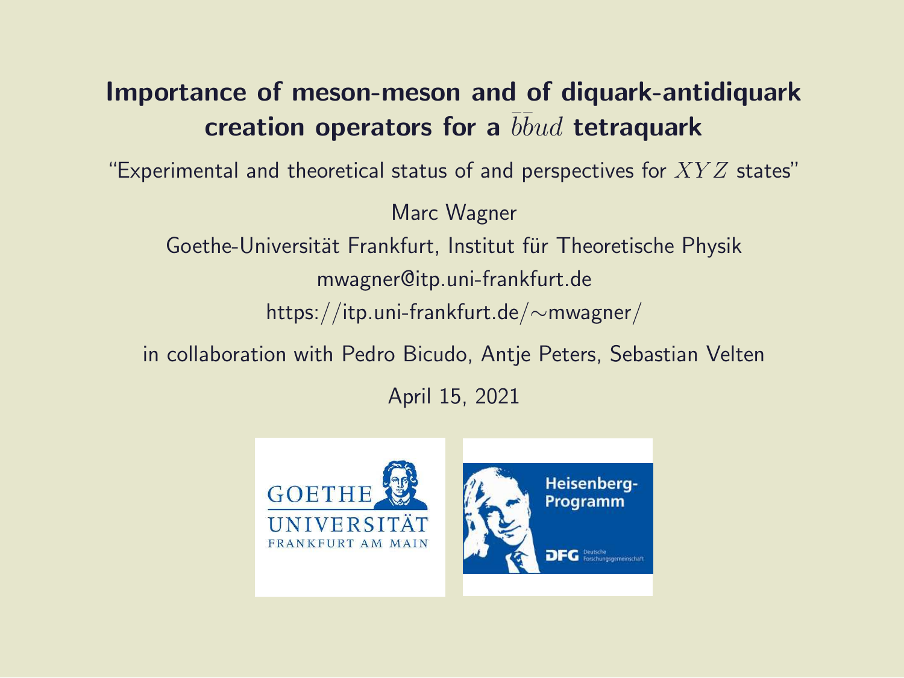# Importance of meson-meson and of diquark-antidiquark creation operators for a $\bar{b}\bar{b}ud$ tetraquark

"Experimental and theoretical status of and perspectives for $XYZ$ states"

Marc Wagner

Goethe-Universität Frankfurt, Institut für Theoretische Physik

mwagner@itp.uni-frankfurt.de

https://itp.uni-frankfurt.de/~mwagner/

in collaboration with Pedro Bicudo, Antje Peters, Sebastian Velten

April 15, 2021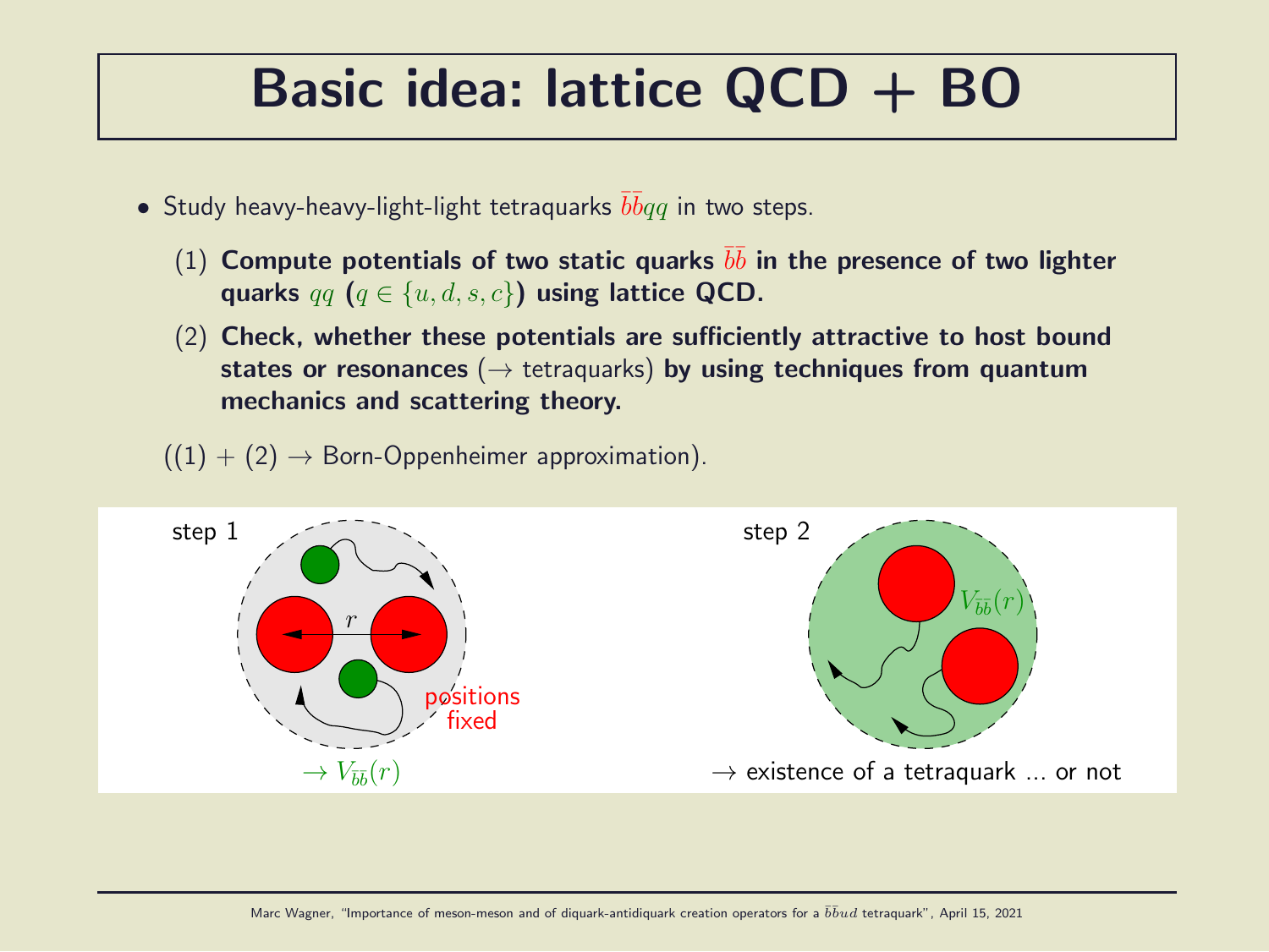# Basic idea: lattice QCD + BO

- Study heavy-heavy-light-light tetraquarks $\bar{b}\bar{b}qq$ in two steps.
  1. **Compute potentials of two static quarks $\bar{b}\bar{b}$ in the presence of two lighter quarks $qq$ ($q \in \{u, d, s, c\}$) using lattice QCD.**
  2. **Check, whether these potentials are sufficiently attractive to host bound states or resonances** ($\rightarrow$ tetraquarks) **by using techniques from quantum mechanics and scattering theory.**

((1) + (2) $\rightarrow$ Born-Oppenheimer approximation).

step 1

$r$

positions fixed

$\rightarrow V_{\bar{b}\bar{b}}(r)$

step 2

$V_{\bar{b}\bar{b}}(r)$

$\rightarrow$ existence of a tetraquark ... or not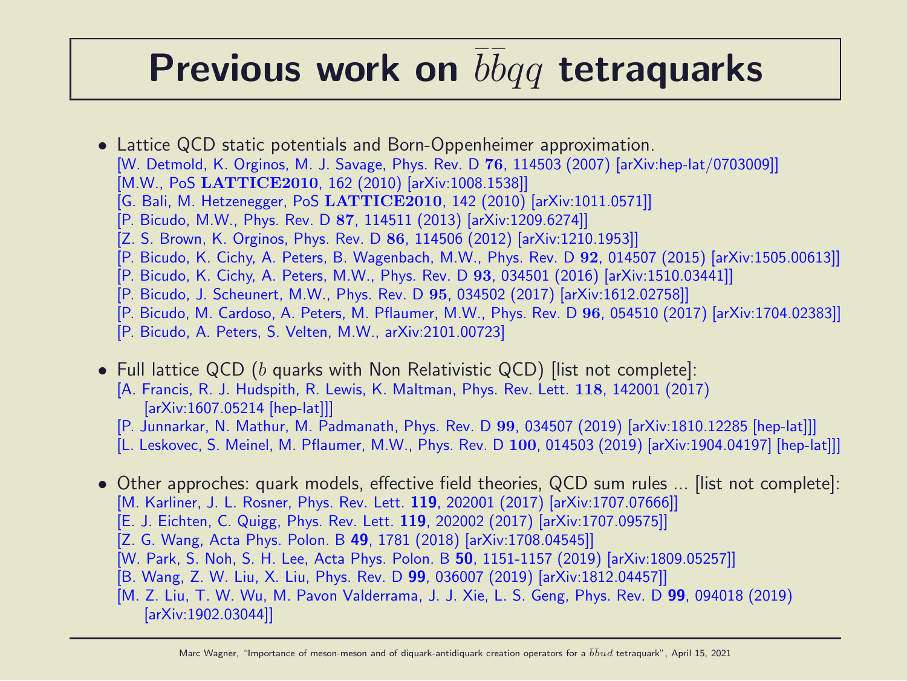# Previous work on $\bar{b}\bar{b}qq$ tetraquarks

- Lattice QCD static potentials and Born-Oppenheimer approximation.
  [W. Detmold, K. Orginos, M. J. Savage, Phys. Rev. D **76**, 114503 (2007) [arXiv:hep-lat/0703009]]
  [M.W., PoS **LATTICE2010**, 162 (2010) [arXiv:1008.1538]]
  [G. Bali, M. Hetzenegger, PoS **LATTICE2010**, 142 (2010) [arXiv:1011.0571]]
  [P. Bicudo, M.W., Phys. Rev. D **87**, 114511 (2013) [arXiv:1209.6274]]
  [Z. S. Brown, K. Orginos, Phys. Rev. D **86**, 114506 (2012) [arXiv:1210.1953]]
  [P. Bicudo, K. Cichy, A. Peters, B. Wagenbach, M.W., Phys. Rev. D **92**, 014507 (2015) [arXiv:1505.00613]]
  [P. Bicudo, K. Cichy, A. Peters, M.W., Phys. Rev. D **93**, 034501 (2016) [arXiv:1510.03441]]
  [P. Bicudo, J. Scheunert, M.W., Phys. Rev. D **95**, 034502 (2017) [arXiv:1612.02758]]
  [P. Bicudo, M. Cardoso, A. Peters, M. Pflaumer, M.W., Phys. Rev. D **96**, 054510 (2017) [arXiv:1704.02383]]
  [P. Bicudo, A. Peters, S. Velten, M.W., arXiv:2101.00723]

- Full lattice QCD ($b$ quarks with Non Relativistic QCD) [list not complete]:
  [A. Francis, R. J. Hudspith, R. Lewis, K. Maltman, Phys. Rev. Lett. **118**, 142001 (2017) [arXiv:1607.05214 [hep-lat]]]
  [P. Junnarkar, N. Mathur, M. Padmanath, Phys. Rev. D **99**, 034507 (2019) [arXiv:1810.12285 [hep-lat]]]
  [L. Leskovec, S. Meinel, M. Pflaumer, M.W., Phys. Rev. D **100**, 014503 (2019) [arXiv:1904.04197] [hep-lat]]]

- Other approches: quark models, effective field theories, QCD sum rules ... [list not complete]:
  [M. Karliner, J. L. Rosner, Phys. Rev. Lett. **119**, 202001 (2017) [arXiv:1707.07666]]
  [E. J. Eichten, C. Quigg, Phys. Rev. Lett. **119**, 202002 (2017) [arXiv:1707.09575]]
  [Z. G. Wang, Acta Phys. Polon. B **49**, 1781 (2018) [arXiv:1708.04545]]
  [W. Park, S. Noh, S. H. Lee, Acta Phys. Polon. B **50**, 1151-1157 (2019) [arXiv:1809.05257]]
  [B. Wang, Z. W. Liu, X. Liu, Phys. Rev. D **99**, 036007 (2019) [arXiv:1812.04457]]
  [M. Z. Liu, T. W. Wu, M. Pavon Valderrama, J. J. Xie, L. S. Geng, Phys. Rev. D **99**, 094018 (2019) [arXiv:1902.03044]]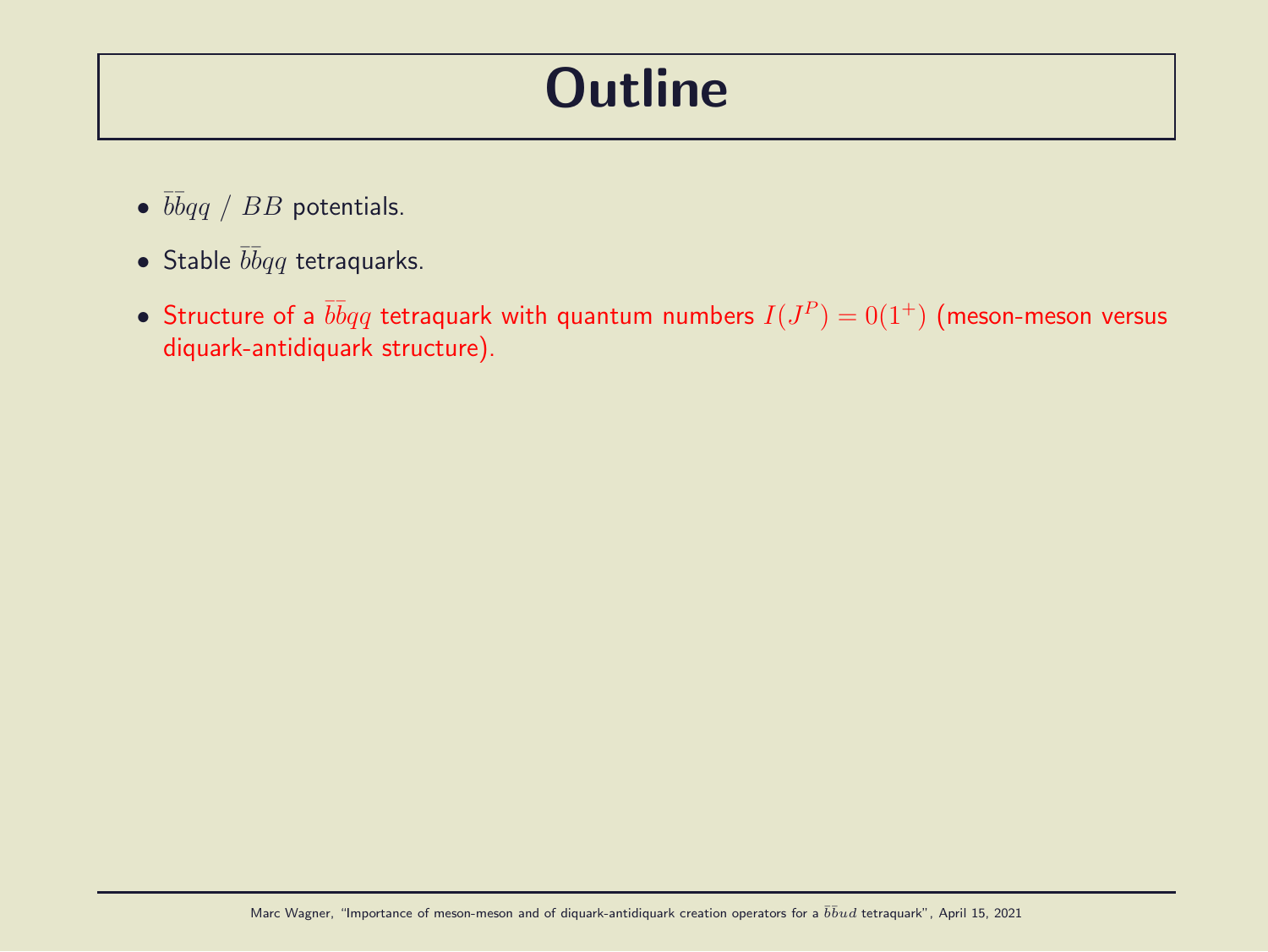# Outline

- $\bar{b}\bar{b}qq$ / $BB$ potentials.
- Stable $\bar{b}\bar{b}qq$ tetraquarks.
- Structure of a $\bar{b}\bar{b}qq$ tetraquark with quantum numbers $I(J^P) = 0(1^+)$ (meson-meson versus diquark-antidiquark structure).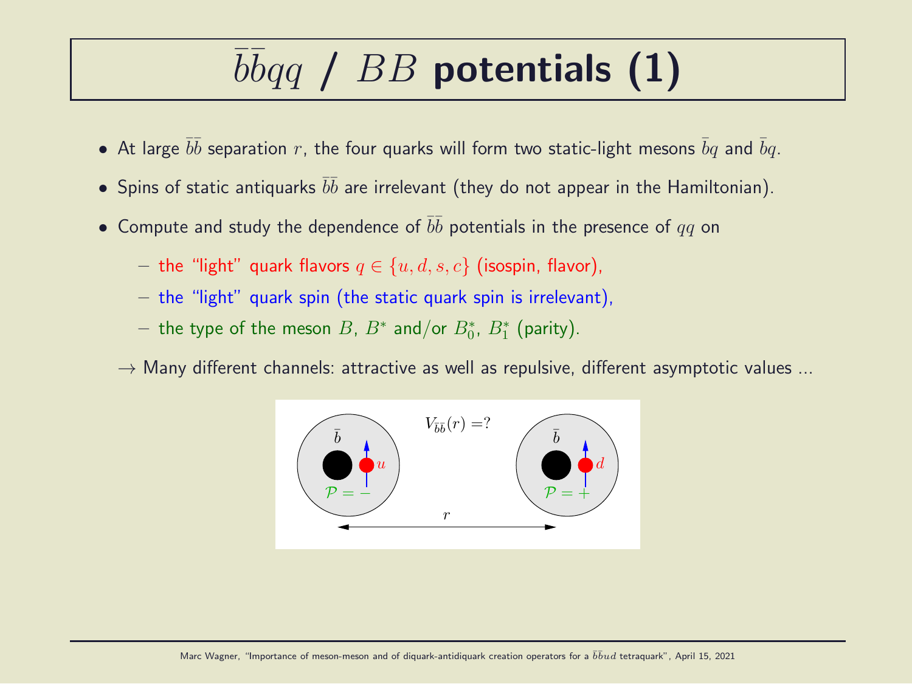# $\bar{b}\bar{b}qq$ / $BB$ potentials (1)

- At large $\bar{b}\bar{b}$ separation $r$, the four quarks will form two static-light mesons $\bar{b}q$ and $\bar{b}q$.
- Spins of static antiquarks $\bar{b}\bar{b}$ are irrelevant (they do not appear in the Hamiltonian).
- Compute and study the dependence of $\bar{b}\bar{b}$ potentials in the presence of $qq$ on
  - the "light" quark flavors $q \in \{u, d, s, c\}$ (isospin, flavor),
  - the "light" quark spin (the static quark spin is irrelevant),
  - the type of the meson $B$, $B^*$ and/or $B_0^*$, $B_1^*$ (parity).

$\rightarrow$ Many different channels: attractive as well as repulsive, different asymptotic values ...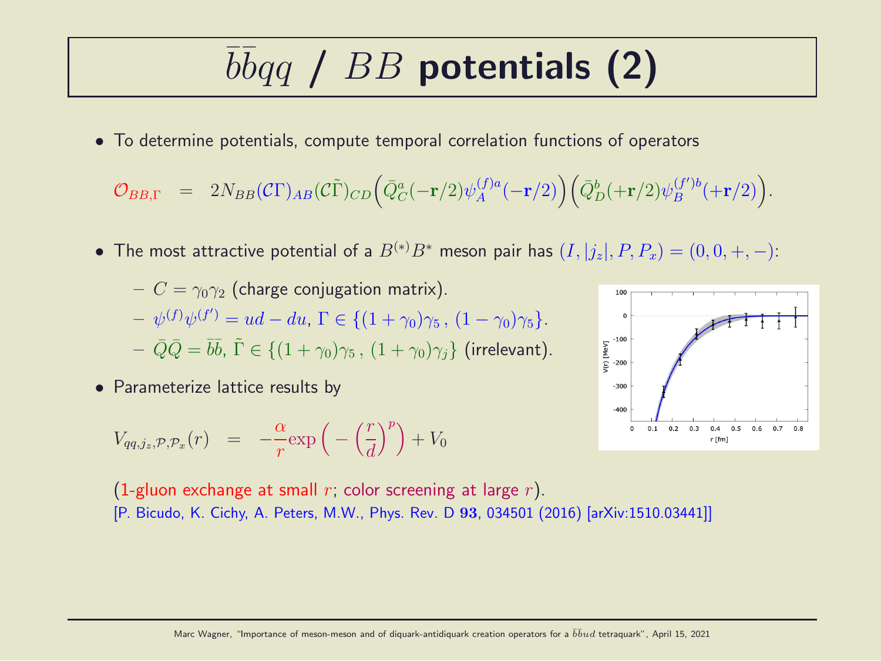# $\bar{b}\bar{b}qq$ / $BB$ potentials (2)

- To determine potentials, compute temporal correlation functions of operators

$$\mathcal{O}_{BB,\Gamma} \quad = \quad 2N_{BB}(\mathcal{C}\Gamma)_{AB}(\mathcal{C}\tilde{\Gamma})_{CD}\Big(\bar{Q}^a_C(-\mathbf{r}/2)\psi^{(f)a}_A(-\mathbf{r}/2)\Big)\Big(\bar{Q}^b_D(+\mathbf{r}/2)\psi^{(f')b}_B(+\mathbf{r}/2)\Big).$$

- The most attractive potential of a $B^{(*)}B^*$ meson pair has $(I, |j_z|, P, P_x) = (0, 0, +, -)$:
  - $C = \gamma_0\gamma_2$ (charge conjugation matrix).
  - $\psi^{(f)}\psi^{(f')} = ud - du$, $\Gamma \in \{(1+\gamma_0)\gamma_5\,,\,(1-\gamma_0)\gamma_5\}$.
  - $\bar{Q}\bar{Q} = \bar{b}\bar{b}$, $\tilde{\Gamma} \in \{(1+\gamma_0)\gamma_5\,,\,(1+\gamma_0)\gamma_j\}$ (irrelevant).

- Parameterize lattice results by

$$V_{qq,j_z,\mathcal{P},\mathcal{P}_x}(r) \quad = \quad -\frac{\alpha}{r}\exp\bigg(-\Big(\frac{r}{d}\Big)^p\bigg) + V_0$$

(1-gluon exchange at small $r$; color screening at large $r$).
[P. Bicudo, K. Cichy, A. Peters, M.W., Phys. Rev. D **93**, 034501 (2016) [arXiv:1510.03441]]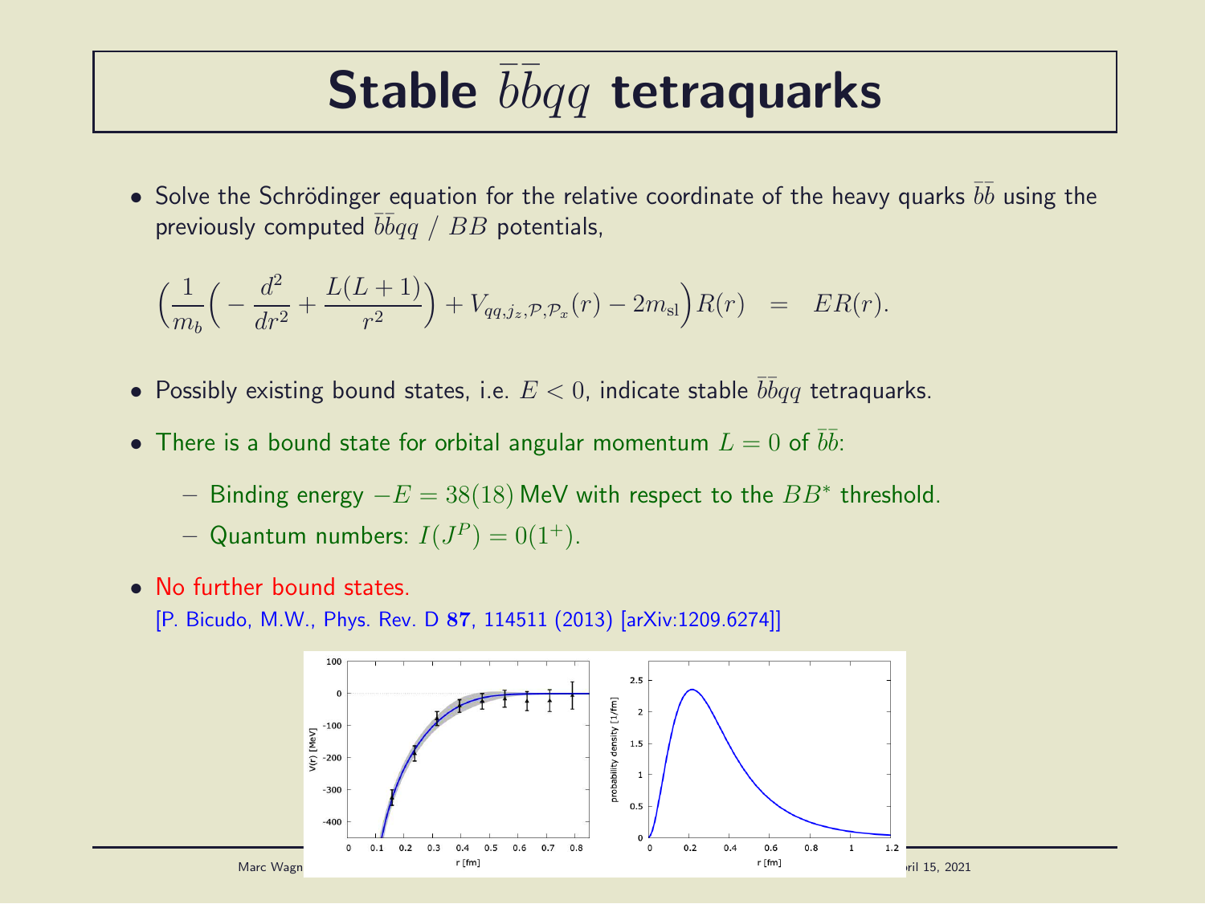# Stable $\bar{b}\bar{b}qq$ tetraquarks

- Solve the Schrödinger equation for the relative coordinate of the heavy quarks $\bar{b}\bar{b}$ using the previously computed $\bar{b}\bar{b}qq$ / $BB$ potentials,

$$\Big(\frac{1}{m_b}\Big(-\frac{d^2}{dr^2}+\frac{L(L+1)}{r^2}\Big)+V_{qq,j_z,\mathcal{P},\mathcal{P}_x}(r)-2m_{\mathrm{sl}}\Big)R(r) \quad = \quad ER(r).$$

- Possibly existing bound states, i.e. $E < 0$, indicate stable $\bar{b}\bar{b}qq$ tetraquarks.
- There is a bound state for orbital angular momentum $L = 0$ of $\bar{b}\bar{b}$:
  - Binding energy $-E = 38(18)$ MeV with respect to the $BB^*$ threshold.
  - Quantum numbers: $I(J^P) = 0(1^+)$.
- No further bound states.

  [P. Bicudo, M.W., Phys. Rev. D **87**, 114511 (2013) [arXiv:1209.6274]]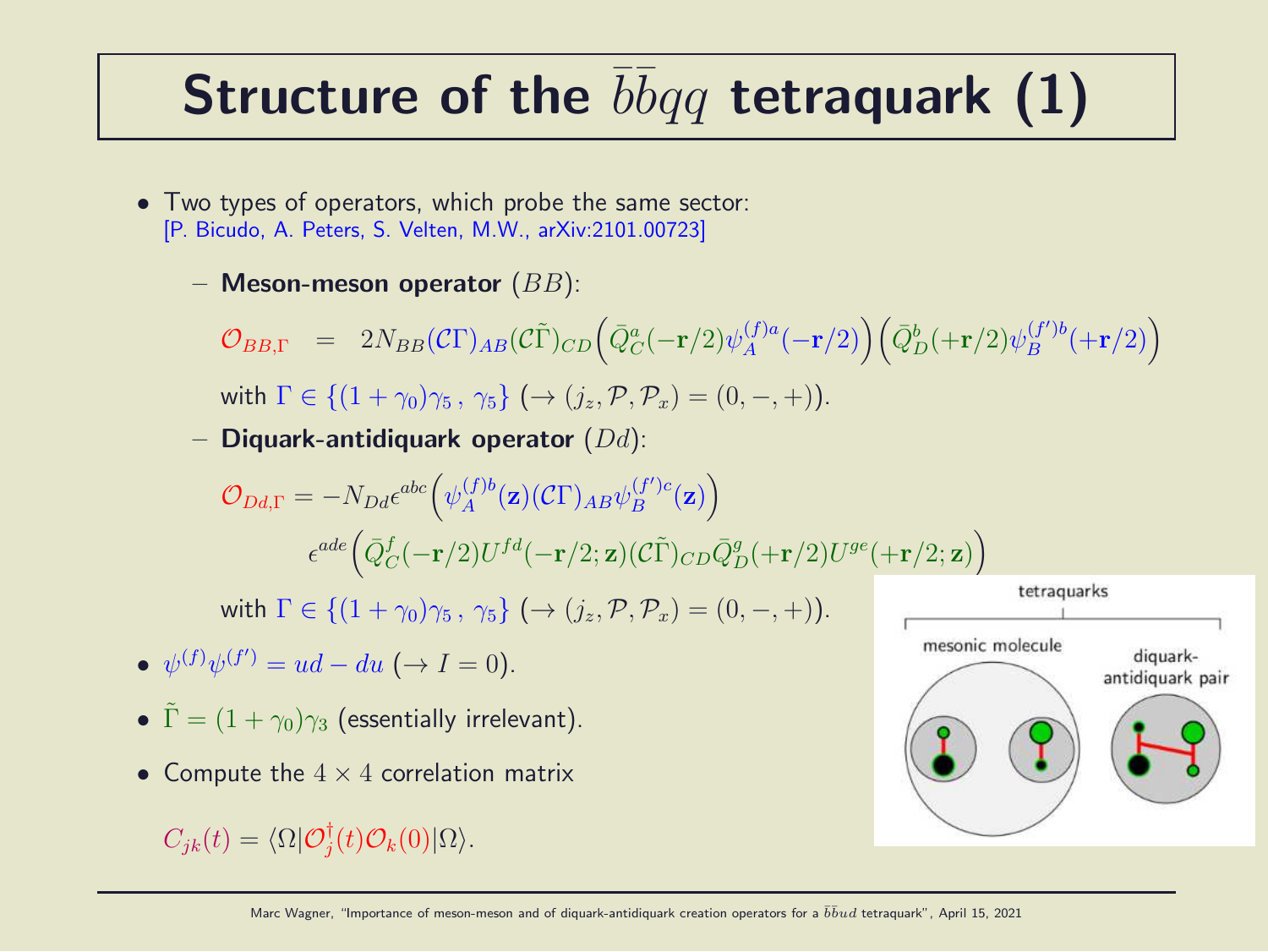# Structure of the $\bar{b}\bar{b}qq$ tetraquark (1)

- Two types of operators, which probe the same sector: [P. Bicudo, A. Peters, S. Velten, M.W., arXiv:2101.00723]
  - **Meson-meson operator** $(BB)$:

$$\mathcal{O}_{BB,\Gamma} \;\; = \;\; 2N_{BB}(\mathcal{C}\Gamma)_{AB}(\mathcal{C}\tilde{\Gamma})_{CD}\Big(\bar{Q}^a_C(-\mathbf{r}/2)\psi^{(f)a}_A(-\mathbf{r}/2)\Big)\Big(\bar{Q}^b_D(+\mathbf{r}/2)\psi^{(f')b}_B(+\mathbf{r}/2)\Big)$$

    with $\Gamma \in \{(1+\gamma_0)\gamma_5\,,\, \gamma_5\}$ $(\rightarrow (j_z,\mathcal{P},\mathcal{P}_x) = (0,-,+))$.

  - **Diquark-antidiquark operator** $(Dd)$:

$$\mathcal{O}_{Dd,\Gamma} = -N_{Dd}\epsilon^{abc}\Big(\psi^{(f)b}_A(\mathbf{z})(\mathcal{C}\Gamma)_{AB}\psi^{(f')c}_B(\mathbf{z})\Big)$$
$$\epsilon^{ade}\Big(\bar{Q}^f_C(-\mathbf{r}/2)U^{fd}(-\mathbf{r}/2;\mathbf{z})(\mathcal{C}\tilde{\Gamma})_{CD}\bar{Q}^g_D(+\mathbf{r}/2)U^{ge}(+\mathbf{r}/2;\mathbf{z})\Big)$$

    with $\Gamma \in \{(1+\gamma_0)\gamma_5\,,\, \gamma_5\}$ $(\rightarrow (j_z,\mathcal{P},\mathcal{P}_x) = (0,-,+))$.

- $\psi^{(f)}\psi^{(f')} = ud - du$ $(\rightarrow I = 0)$.
- $\tilde{\Gamma} = (1+\gamma_0)\gamma_3$ (essentially irrelevant).
- Compute the $4 \times 4$ correlation matrix

$$C_{jk}(t) = \langle \Omega | \mathcal{O}^\dagger_j(t)\mathcal{O}_k(0)|\Omega\rangle.$$

tetraquarks: mesonic molecule; diquark-antidiquark pair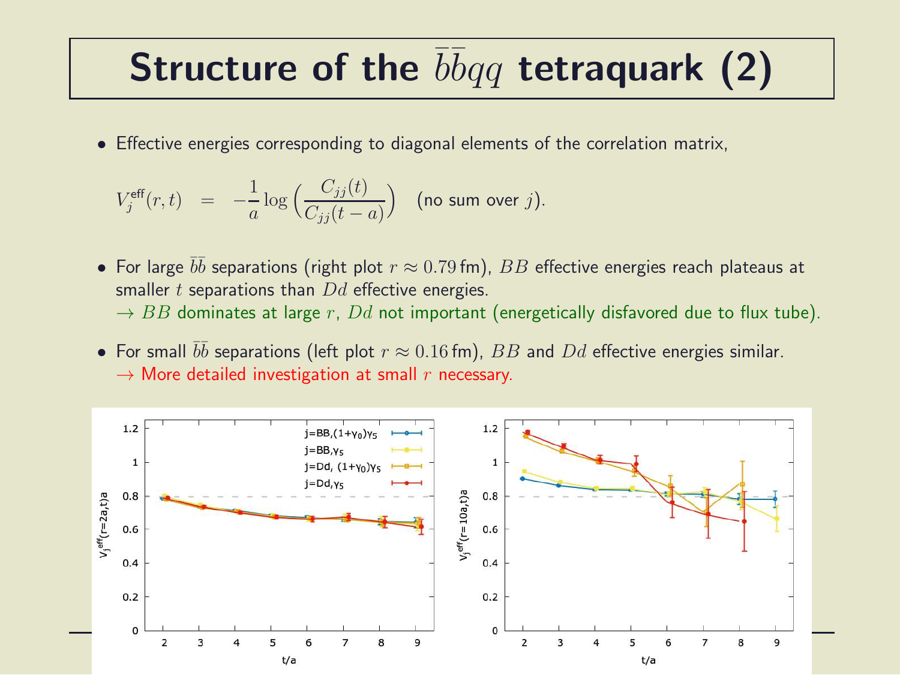# Structure of the $\bar{b}\bar{b}qq$ tetraquark (2)

- Effective energies corresponding to diagonal elements of the correlation matrix,

$$V_j^{\text{eff}}(r,t) \;=\; -\frac{1}{a}\log\left(\frac{C_{jj}(t)}{C_{jj}(t-a)}\right) \quad \text{(no sum over } j\text{)}.$$

- For large $\bar{b}\bar{b}$ separations (right plot $r \approx 0.79\,\text{fm}$), $BB$ effective energies reach plateaus at smaller $t$ separations than $Dd$ effective energies.
  $\rightarrow$ $BB$ dominates at large $r$, $Dd$ not important (energetically disfavored due to flux tube).

- For small $\bar{b}\bar{b}$ separations (left plot $r \approx 0.16\,\text{fm}$), $BB$ and $Dd$ effective energies similar.
  $\rightarrow$ More detailed investigation at small $r$ necessary.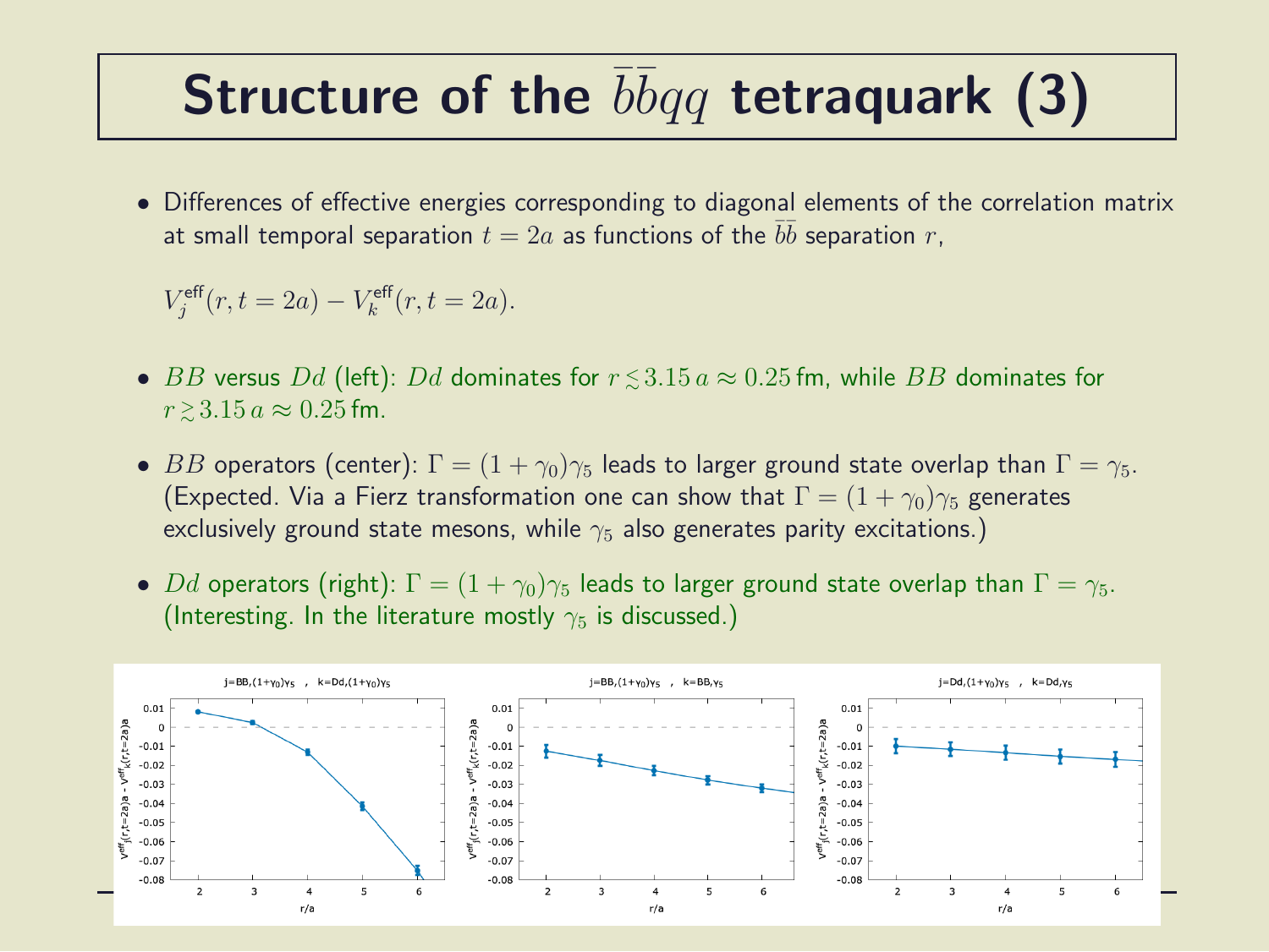# Structure of the $\bar{b}\bar{b}qq$ tetraquark (3)

- Differences of effective energies corresponding to diagonal elements of the correlation matrix at small temporal separation $t = 2a$ as functions of the $\bar{b}\bar{b}$ separation $r$,

  $V_j^{\text{eff}}(r, t = 2a) - V_k^{\text{eff}}(r, t = 2a)$.

- $BB$ versus $Dd$ (left): $Dd$ dominates for $r \lesssim 3.15\, a \approx 0.25\,\text{fm}$, while $BB$ dominates for $r \gtrsim 3.15\, a \approx 0.25\,\text{fm}$.

- $BB$ operators (center): $\Gamma = (1 + \gamma_0)\gamma_5$ leads to larger ground state overlap than $\Gamma = \gamma_5$. (Expected. Via a Fierz transformation one can show that $\Gamma = (1 + \gamma_0)\gamma_5$ generates exclusively ground state mesons, while $\gamma_5$ also generates parity excitations.)

- $Dd$ operators (right): $\Gamma = (1 + \gamma_0)\gamma_5$ leads to larger ground state overlap than $\Gamma = \gamma_5$. (Interesting. In the literature mostly $\gamma_5$ is discussed.)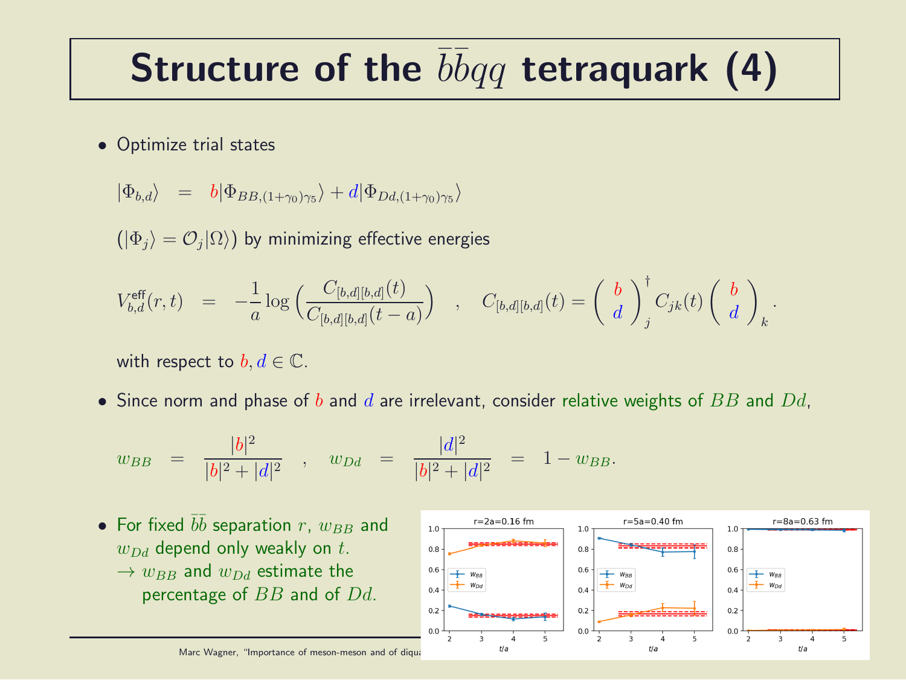# Structure of the $\bar{b}\bar{b}qq$ tetraquark (4)

- Optimize trial states

$$|\Phi_{b,d}\rangle \;\; = \;\; b|\Phi_{BB,(1+\gamma_0)\gamma_5}\rangle + d|\Phi_{Dd,(1+\gamma_0)\gamma_5}\rangle$$

$(|\Phi_j\rangle = \mathcal{O}_j|\Omega\rangle)$ by minimizing effective energies

$$V^{\text{eff}}_{b,d}(r,t) \;\; = \;\; -\frac{1}{a}\log\left(\frac{C_{[b,d][b,d]}(t)}{C_{[b,d][b,d]}(t-a)}\right) \quad , \quad C_{[b,d][b,d]}(t) = \left(\begin{array}{c} b \\ d \end{array}\right)^\dagger_j C_{jk}(t) \left(\begin{array}{c} b \\ d \end{array}\right)_k .$$

with respect to $b, d \in \mathbb{C}$.

- Since norm and phase of $b$ and $d$ are irrelevant, consider relative weights of $BB$ and $Dd$,

$$w_{BB} \;\; = \;\; \frac{|b|^2}{|b|^2 + |d|^2} \quad , \quad w_{Dd} \;\; = \;\; \frac{|d|^2}{|b|^2 + |d|^2} \;\; = \;\; 1 - w_{BB}.$$

- For fixed $\bar{b}\bar{b}$ separation $r$, $w_{BB}$ and $w_{Dd}$ depend only weakly on $t$.
  $\rightarrow$ $w_{BB}$ and $w_{Dd}$ estimate the percentage of $BB$ and of $Dd$.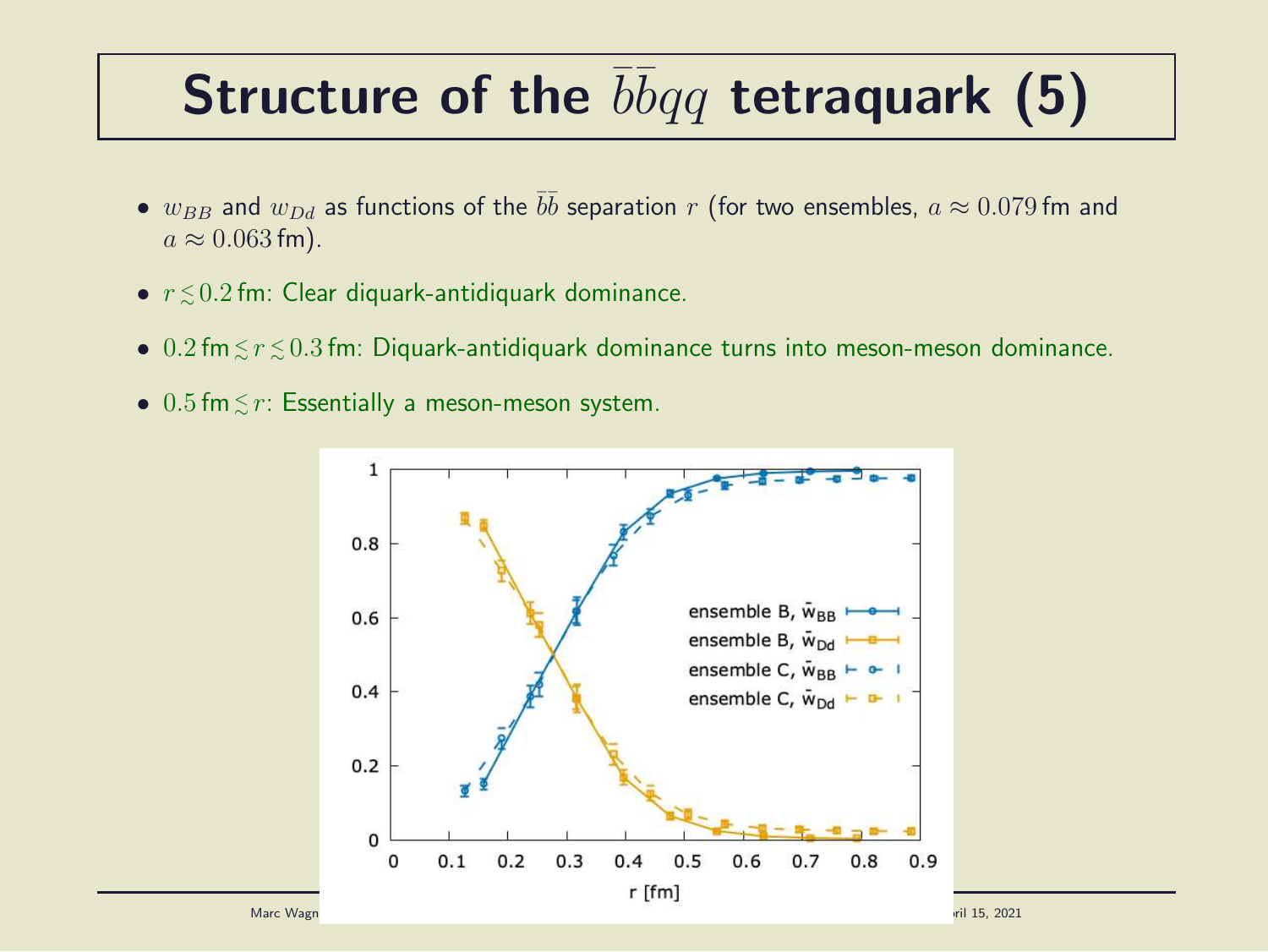# Structure of the $\bar{b}\bar{b}qq$ tetraquark (5)

- $w_{BB}$ and $w_{Dd}$ as functions of the $\bar{b}\bar{b}$ separation $r$ (for two ensembles, $a \approx 0.079$ fm and $a \approx 0.063$ fm).
- $r \lesssim 0.2$ fm: Clear diquark-antidiquark dominance.
- $0.2$ fm $\lesssim r \lesssim 0.3$ fm: Diquark-antidiquark dominance turns into meson-meson dominance.
- $0.5$ fm $\lesssim r$: Essentially a meson-meson system.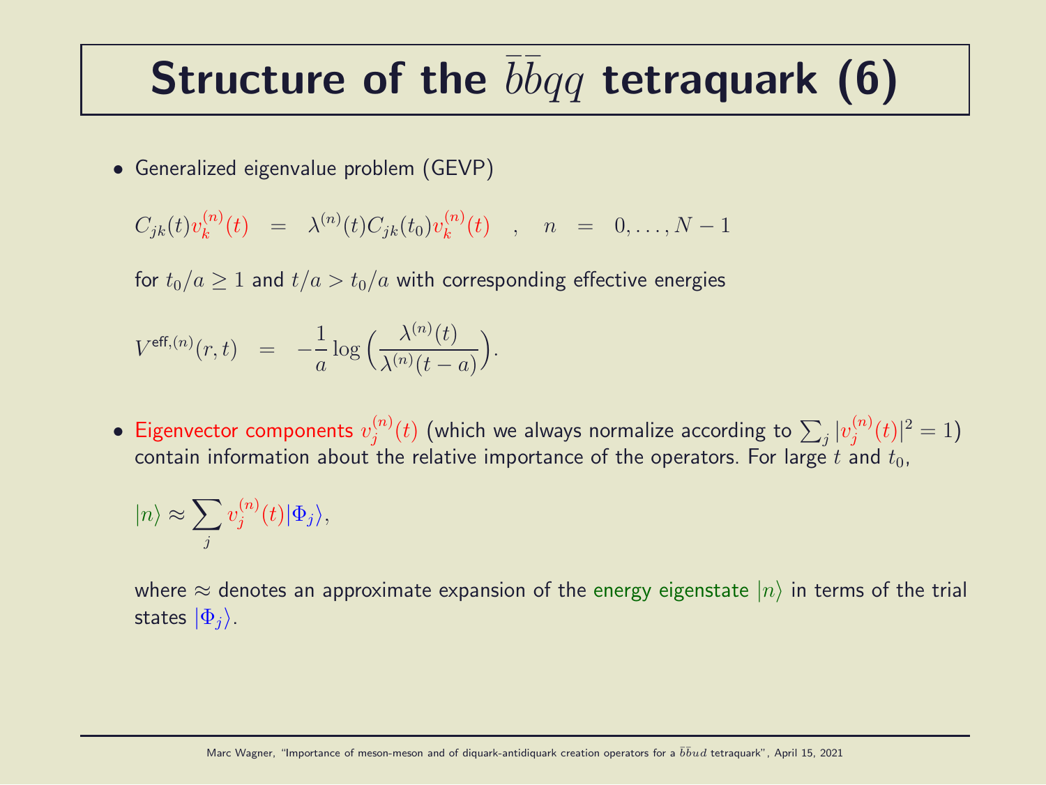# Structure of the $\bar{b}\bar{b}qq$ tetraquark (6)

- Generalized eigenvalue problem (GEVP)

$$C_{jk}(t)v_k^{(n)}(t) \quad = \quad \lambda^{(n)}(t)C_{jk}(t_0)v_k^{(n)}(t) \quad , \quad n \quad = \quad 0,\ldots,N-1$$

for $t_0/a \geq 1$ and $t/a > t_0/a$ with corresponding effective energies

$$V^{\text{eff},(n)}(r,t) \quad = \quad -\frac{1}{a}\log\bigg(\frac{\lambda^{(n)}(t)}{\lambda^{(n)}(t-a)}\bigg).$$

- Eigenvector components $v_j^{(n)}(t)$ (which we always normalize according to $\sum_j |v_j^{(n)}(t)|^2 = 1$) contain information about the relative importance of the operators. For large $t$ and $t_0$,

$$|n\rangle \approx \sum_j v_j^{(n)}(t)|\Phi_j\rangle,$$

where $\approx$ denotes an approximate expansion of the energy eigenstate $|n\rangle$ in terms of the trial states $|\Phi_j\rangle$.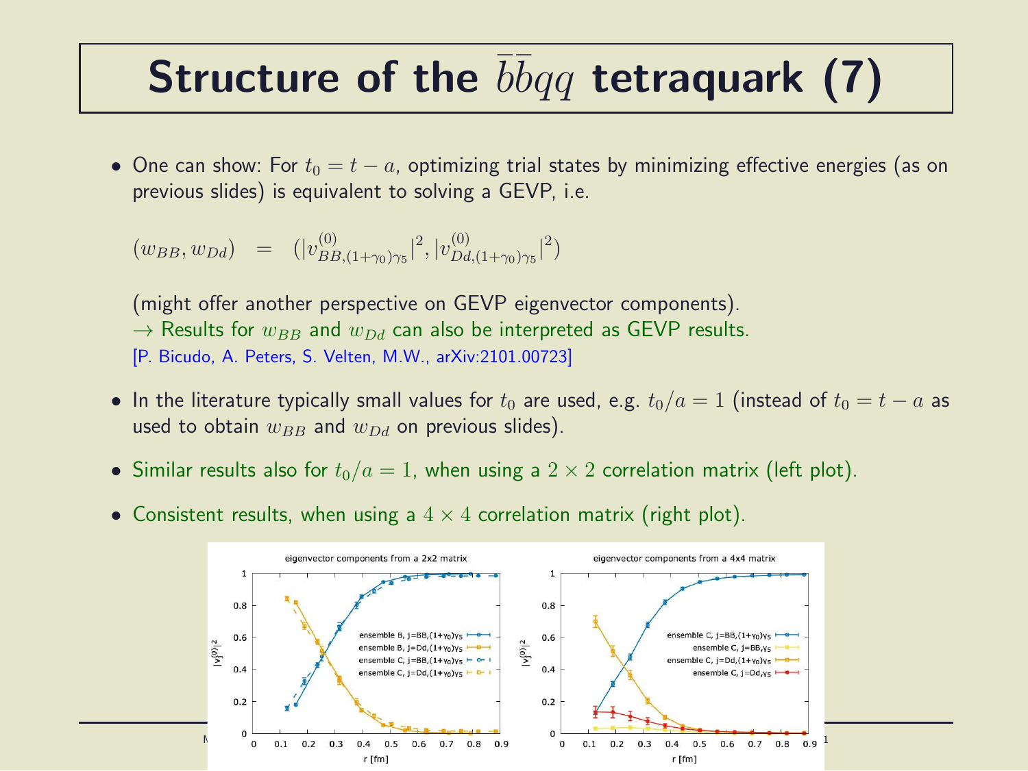# Structure of the $\bar{b}\bar{b}qq$ tetraquark (7)

- One can show: For $t_0 = t - a$, optimizing trial states by minimizing effective energies (as on previous slides) is equivalent to solving a GEVP, i.e.

  $$(w_{BB}, w_{Dd}) \quad = \quad (|v^{(0)}_{BB,(1+\gamma_0)\gamma_5}|^2, |v^{(0)}_{Dd,(1+\gamma_0)\gamma_5}|^2)$$

  (might offer another perspective on GEVP eigenvector components).
  → Results for $w_{BB}$ and $w_{Dd}$ can also be interpreted as GEVP results.
  [P. Bicudo, A. Peters, S. Velten, M.W., arXiv:2101.00723]

- In the literature typically small values for $t_0$ are used, e.g. $t_0/a = 1$ (instead of $t_0 = t - a$ as used to obtain $w_{BB}$ and $w_{Dd}$ on previous slides).

- Similar results also for $t_0/a = 1$, when using a $2 \times 2$ correlation matrix (left plot).

- Consistent results, when using a $4 \times 4$ correlation matrix (right plot).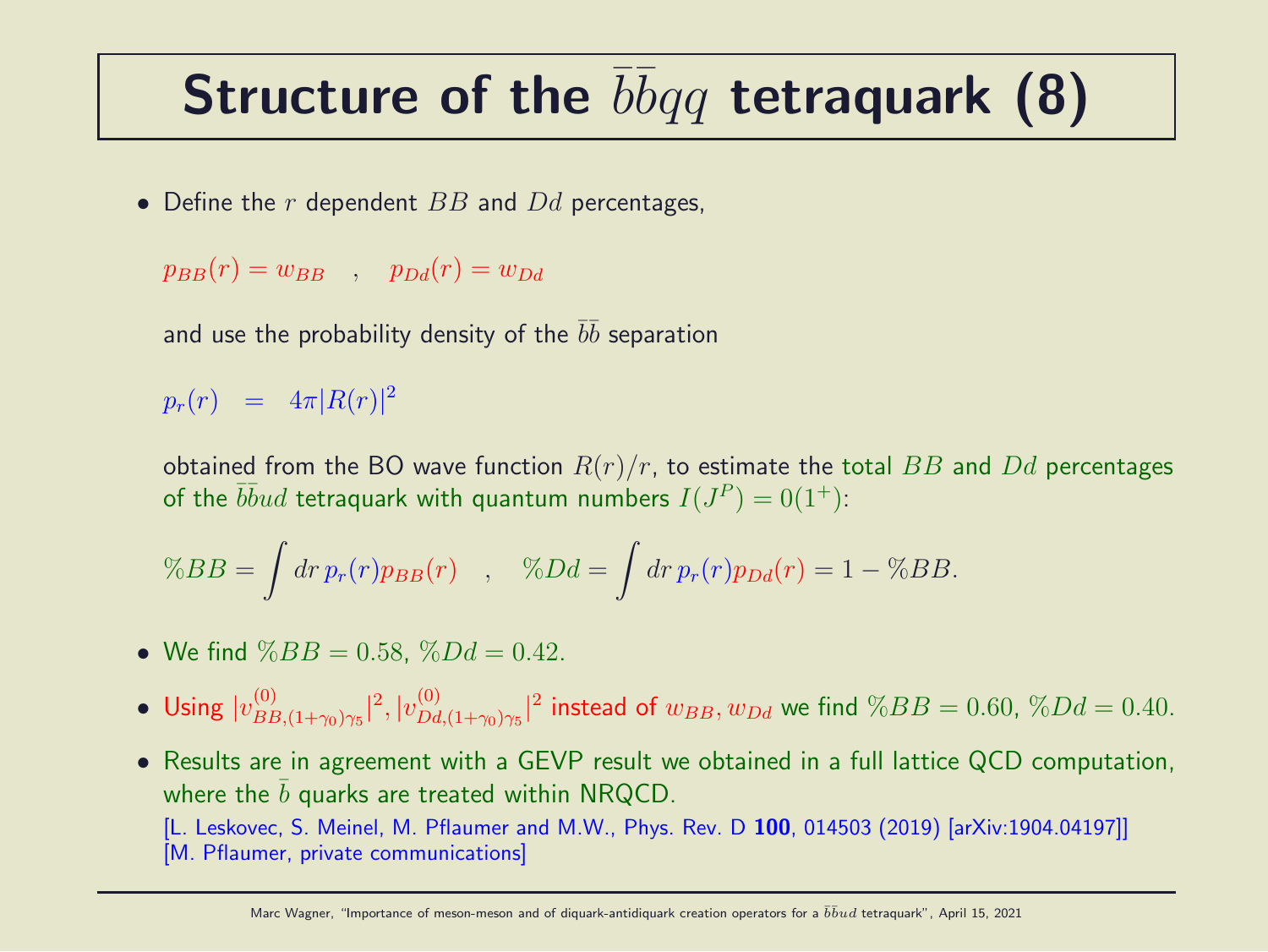# Structure of the $\bar{b}\bar{b}qq$ tetraquark (8)

- Define the $r$ dependent $BB$ and $Dd$ percentages,

  $$p_{BB}(r) = w_{BB} \quad , \quad p_{Dd}(r) = w_{Dd}$$

  and use the probability density of the $\bar{b}\bar{b}$ separation

  $$p_r(r) \quad = \quad 4\pi|R(r)|^2$$

  obtained from the BO wave function $R(r)/r$, to estimate the total $BB$ and $Dd$ percentages of the $\bar{b}\bar{b}ud$ tetraquark with quantum numbers $I(J^P) = 0(1^+)$:

  $$\%BB = \int dr\, p_r(r) p_{BB}(r) \quad , \quad \%Dd = \int dr\, p_r(r) p_{Dd}(r) = 1 - \%BB.$$

- We find $\%BB = 0.58$, $\%Dd = 0.42$.
- Using $|v^{(0)}_{BB,(1+\gamma_0)\gamma_5}|^2, |v^{(0)}_{Dd,(1+\gamma_0)\gamma_5}|^2$ instead of $w_{BB}, w_{Dd}$ we find $\%BB = 0.60$, $\%Dd = 0.40$.
- Results are in agreement with a GEVP result we obtained in a full lattice QCD computation, where the $\bar{b}$ quarks are treated within NRQCD.
  [L. Leskovec, S. Meinel, M. Pflaumer and M.W., Phys. Rev. D **100**, 014503 (2019) [arXiv:1904.04197]]
  [M. Pflaumer, private communications]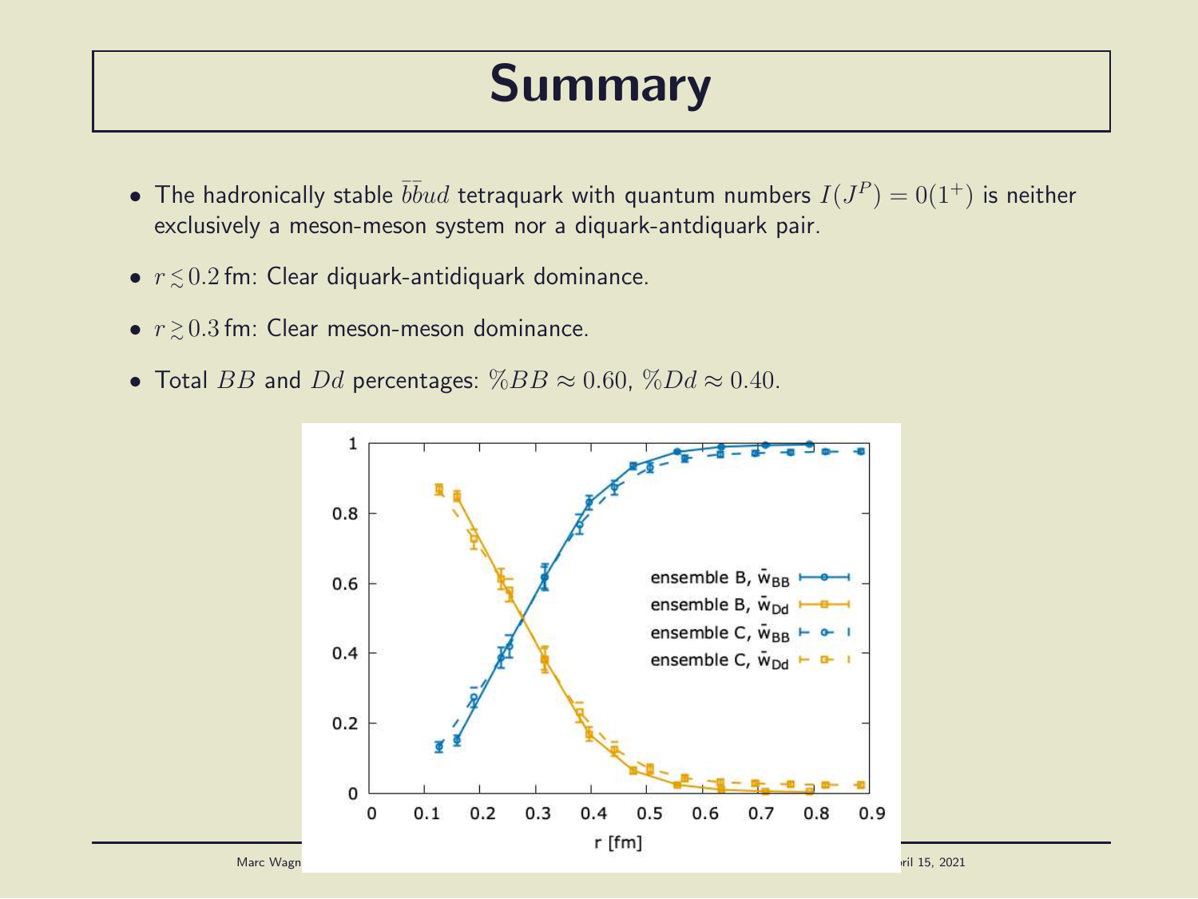# Summary

- The hadronically stable $\bar{b}\bar{b}ud$ tetraquark with quantum numbers $I(J^P) = 0(1^+)$ is neither exclusively a meson-meson system nor a diquark-antdiquark pair.
- $r \lesssim 0.2\,\text{fm}$: Clear diquark-antidiquark dominance.
- $r \gtrsim 0.3\,\text{fm}$: Clear meson-meson dominance.
- Total $BB$ and $Dd$ percentages: $\%BB \approx 0.60$, $\%Dd \approx 0.40$.

ensemble B, $\bar{w}_{BB}$
ensemble B, $\bar{w}_{Dd}$
ensemble C, $\bar{w}_{BB}$
ensemble C, $\bar{w}_{Dd}$

0
0.2
0.4
0.6
0.8
1

0
0.1
0.2
0.3
0.4
0.5
0.6
0.7
0.8
0.9

r [fm]